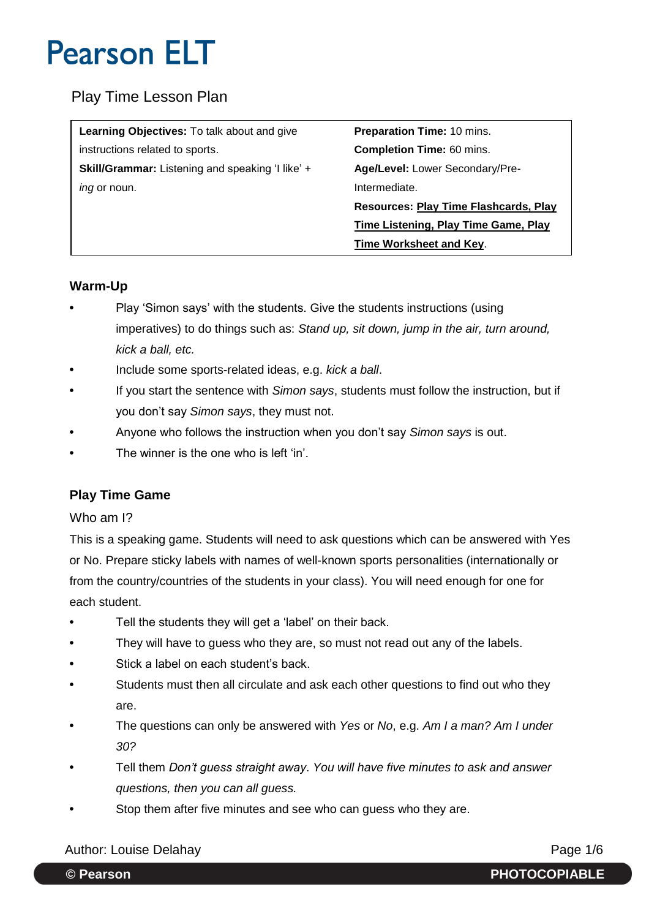# Pearson ELT

## Play Time Lesson Plan

| | |
|---|---|
| **Learning Objectives:** To talk about and give instructions related to sports. | **Preparation Time:** 10 mins. |
| **Skill/Grammar:** Listening and speaking 'I like' + *ing* or noun. | **Completion Time:** 60 mins. |
| | **Age/Level:** Lower Secondary/Pre-Intermediate. |
| | **Resources:** **Play Time Flashcards, Play Time Listening, Play Time Game, Play Time Worksheet and Key**. |

### Warm-Up

- Play 'Simon says' with the students. Give the students instructions (using imperatives) to do things such as: *Stand up, sit down, jump in the air, turn around, kick a ball, etc.*
- Include some sports-related ideas, e.g. *kick a ball*.
- If you start the sentence with *Simon says*, students must follow the instruction, but if you don't say *Simon says*, they must not.
- Anyone who follows the instruction when you don't say *Simon says* is out.
- The winner is the one who is left 'in'.

### Play Time Game

Who am I?

This is a speaking game. Students will need to ask questions which can be answered with Yes or No. Prepare sticky labels with names of well-known sports personalities (internationally or from the country/countries of the students in your class). You will need enough for one for each student.

- Tell the students they will get a 'label' on their back.
- They will have to guess who they are, so must not read out any of the labels.
- Stick a label on each student's back.
- Students must then all circulate and ask each other questions to find out who they are.
- The questions can only be answered with *Yes* or *No*, e.g. *Am I a man? Am I under 30?*
- Tell them *Don't guess straight away*. *You will have five minutes to ask and answer questions, then you can all guess.*
- Stop them after five minutes and see who can guess who they are.

Author: Louise Delahay

© Pearson PHOTOCOPIABLE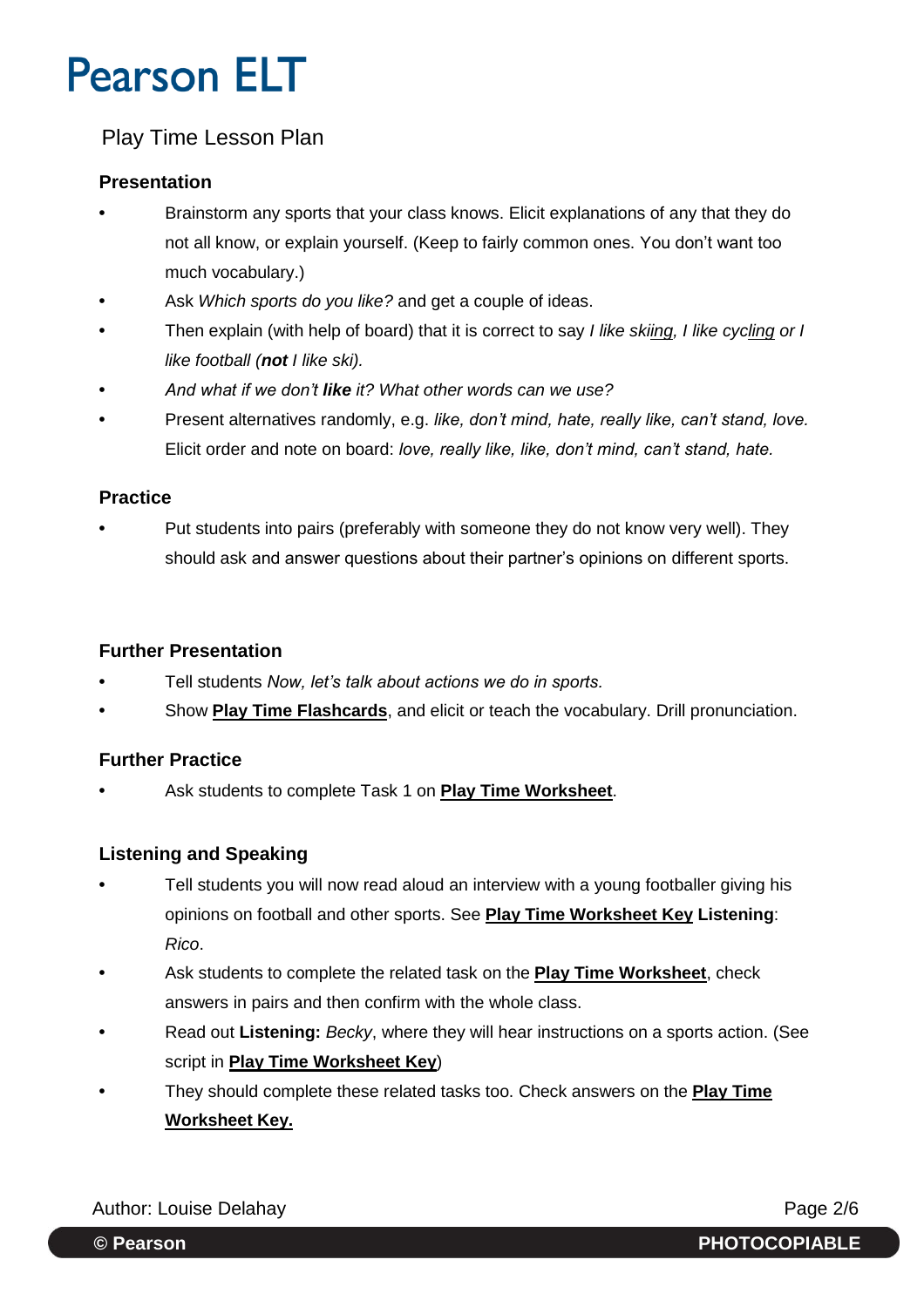# Pearson ELT

Play Time Lesson Plan

### Presentation

- Brainstorm any sports that your class knows. Elicit explanations of any that they do not all know, or explain yourself. (Keep to fairly common ones. You don't want too much vocabulary.)
- Ask *Which sports do you like?* and get a couple of ideas.
- Then explain (with help of board) that it is correct to say *I like ski<u>ing</u>, I like cyc<u>ling</u> or I like football (**not** I like ski).*
- *And what if we don't **like** it? What other words can we use?*
- Present alternatives randomly, e.g. *like, don't mind, hate, really like, can't stand, love.* Elicit order and note on board: *love, really like, like, don't mind, can't stand, hate.*

### Practice

- Put students into pairs (preferably with someone they do not know very well). They should ask and answer questions about their partner's opinions on different sports.

### Further Presentation

- Tell students *Now, let's talk about actions we do in sports.*
- Show **<u>Play Time Flashcards</u>**, and elicit or teach the vocabulary. Drill pronunciation.

### Further Practice

- Ask students to complete Task 1 on **<u>Play Time Worksheet</u>**.

### Listening and Speaking

- Tell students you will now read aloud an interview with a young footballer giving his opinions on football and other sports. See **<u>Play Time Worksheet Key</u> Listening**: *Rico*.
- Ask students to complete the related task on the **<u>Play Time Worksheet</u>**, check answers in pairs and then confirm with the whole class.
- Read out **Listening:** *Becky*, where they will hear instructions on a sports action. (See script in **<u>Play Time Worksheet Key</u>**)
- They should complete these related tasks too. Check answers on the **<u>Play Time Worksheet Key.</u>**

Author: Louise Delahay

© Pearson PHOTOCOPIABLE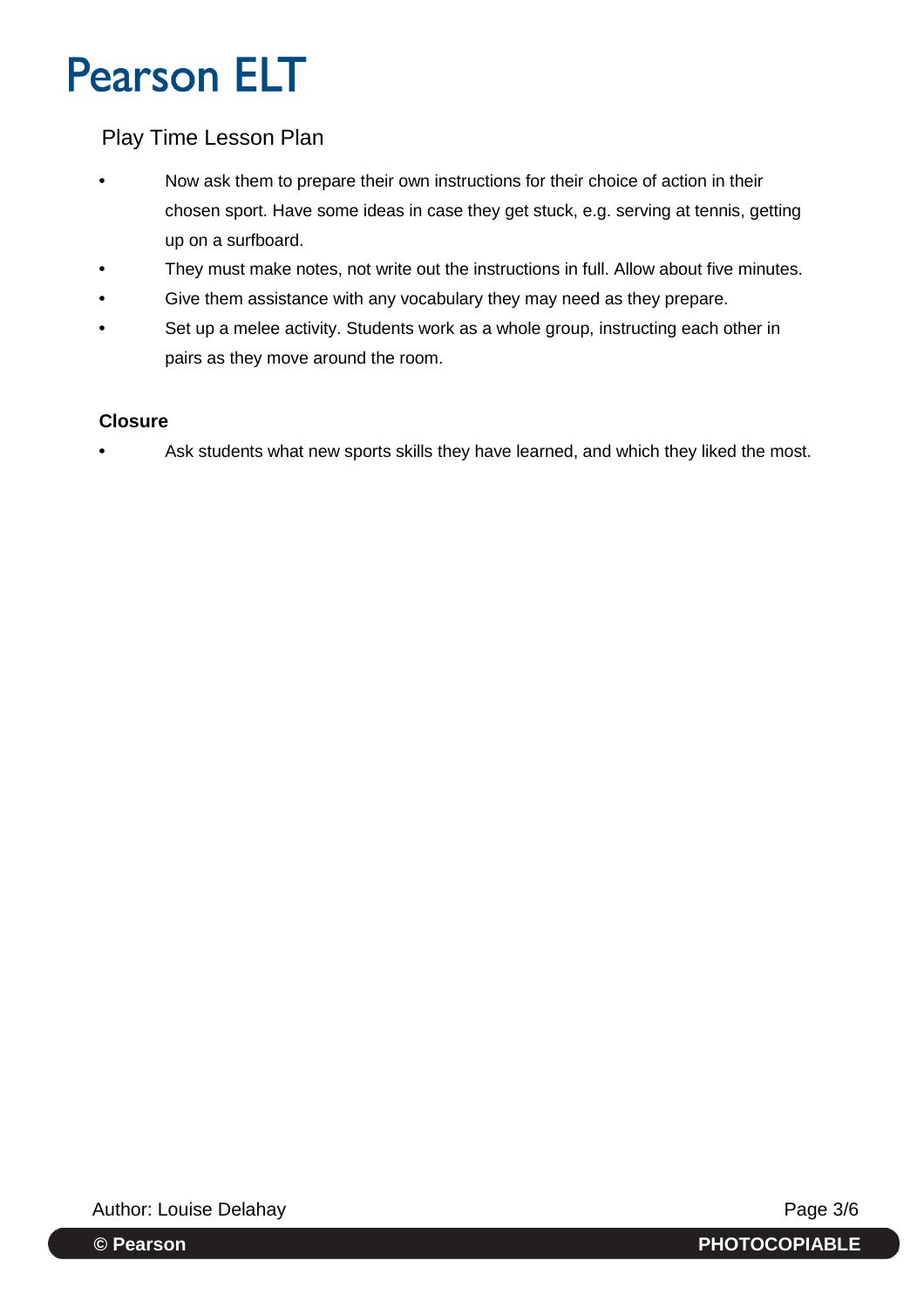- Now ask them to prepare their own instructions for their choice of action in their chosen sport. Have some ideas in case they get stuck, e.g. serving at tennis, getting up on a surfboard.
- They must make notes, not write out the instructions in full. Allow about five minutes.
- Give them assistance with any vocabulary they may need as they prepare.
- Set up a melee activity. Students work as a whole group, instructing each other in pairs as they move around the room.

**Closure**

- Ask students what new sports skills they have learned, and which they liked the most.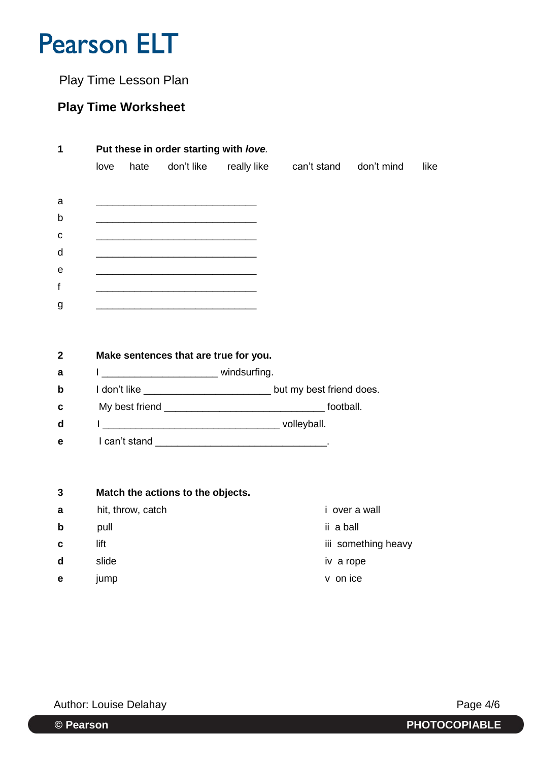# Pearson ELT

Play Time Lesson Plan

## Play Time Worksheet

**1 Put these in order starting with *love*.**

love hate don't like really like can't stand don't mind like

a ______________________________

b ______________________________

c ______________________________

d ______________________________

e ______________________________

f ______________________________

g ______________________________

**2 Make sentences that are true for you.**

**a** I ____________________ windsurfing.

**b** I don't like ______________________ but my best friend does.

**c** My best friend ____________________________ football.

**d** I ______________________________ volleyball.

**e** I can't stand ______________________________.

**3 Match the actions to the objects.**

| | | |
|---|---|---|
| **a** | hit, throw, catch | i over a wall |
| **b** | pull | ii a ball |
| **c** | lift | iii something heavy |
| **d** | slide | iv a rope |
| **e** | jump | v on ice |

Author: Louise Delahay

© Pearson PHOTOCOPIABLE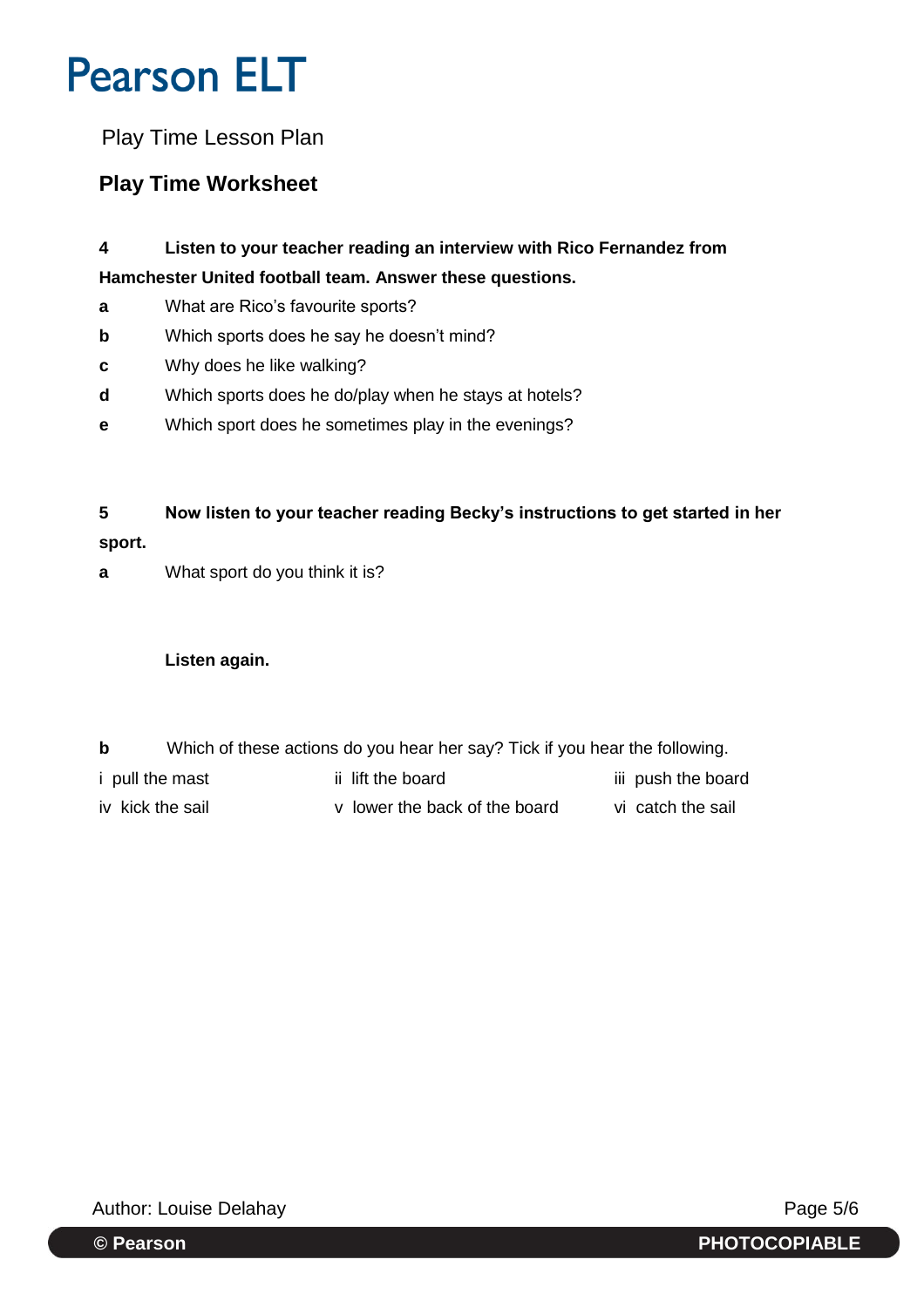# Pearson ELT

Play Time Lesson Plan

## Play Time Worksheet

**4 Listen to your teacher reading an interview with Rico Fernandez from Hamchester United football team. Answer these questions.**

**a** What are Rico's favourite sports?

**b** Which sports does he say he doesn't mind?

**c** Why does he like walking?

**d** Which sports does he do/play when he stays at hotels?

**e** Which sport does he sometimes play in the evenings?

**5 Now listen to your teacher reading Becky's instructions to get started in her sport.**

**a** What sport do you think it is?

**Listen again.**

**b** Which of these actions do you hear her say? Tick if you hear the following.

| | | |
|---|---|---|
| i pull the mast | ii lift the board | iii push the board |
| iv kick the sail | v lower the back of the board | vi catch the sail |

Author: Louise Delahay

© Pearson PHOTOCOPIABLE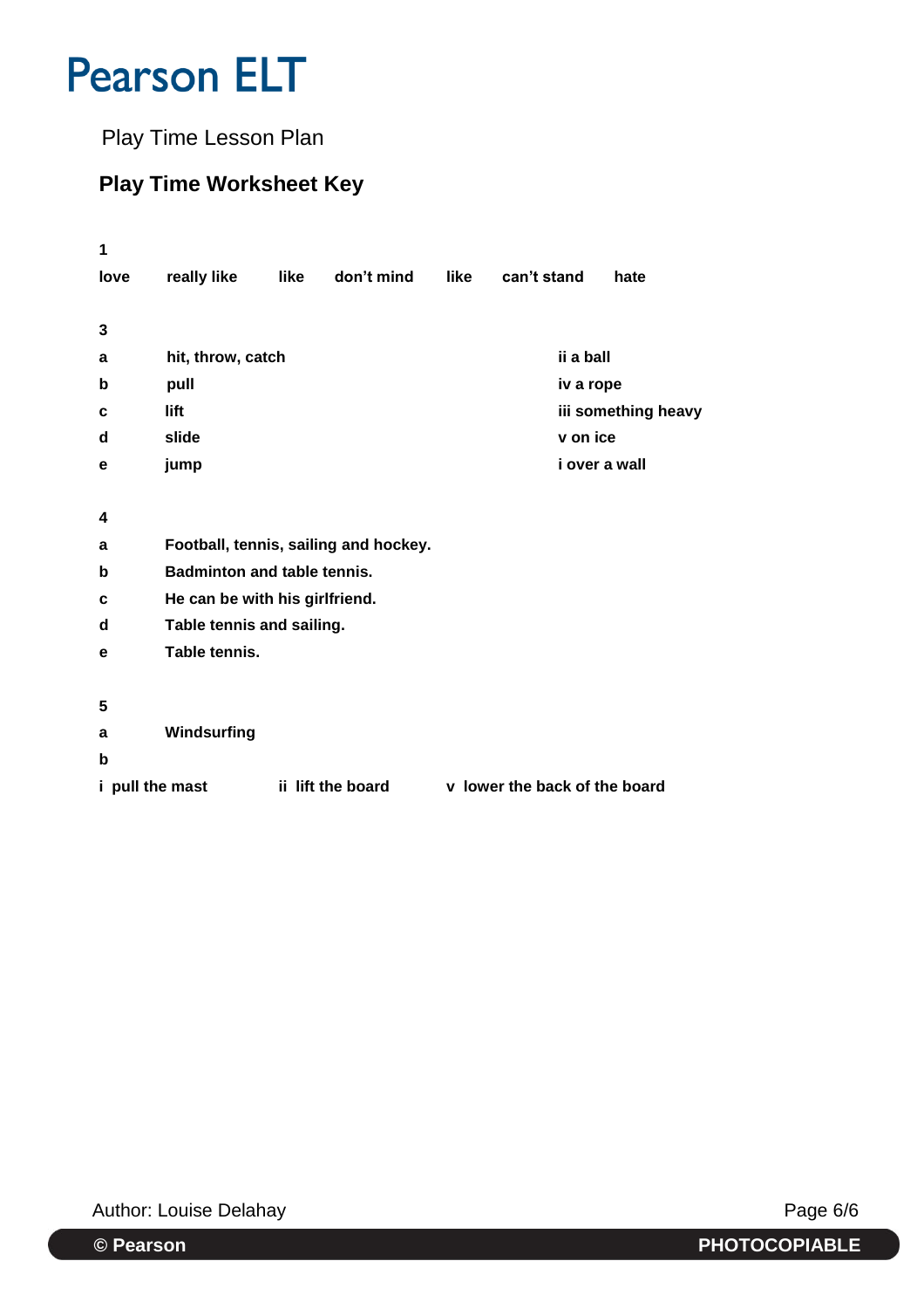# Pearson ELT

Play Time Lesson Plan

## Play Time Worksheet Key

**1**

**love really like like don't mind like can't stand hate**

**3**

| | | |
|---|---|---|
| **a** | **hit, throw, catch** | **ii a ball** |
| **b** | **pull** | **iv a rope** |
| **c** | **lift** | **iii something heavy** |
| **d** | **slide** | **v on ice** |
| **e** | **jump** | **i over a wall** |

**4**

**a** Football, tennis, sailing and hockey.

**b** Badminton and table tennis.

**c** He can be with his girlfriend.

**d** Table tennis and sailing.

**e** Table tennis.

**5**

**a** Windsurfing

**b**

**i pull the mast ii lift the board v lower the back of the board**

Author: Louise Delahay

© Pearson PHOTOCOPIABLE